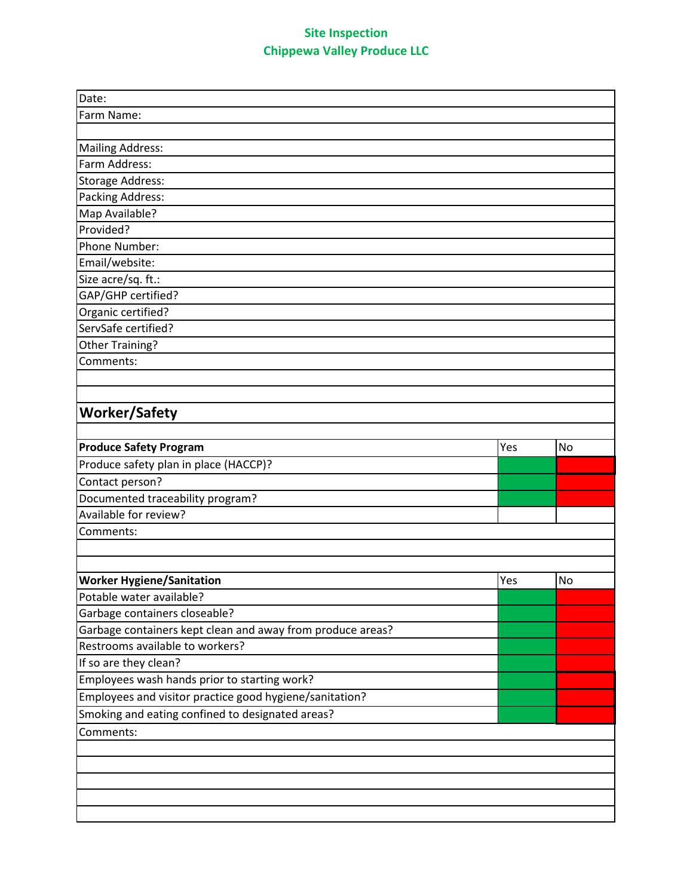## Site Inspection
## Chippewa Valley Produce LLC

| |
|---|
| Date: |
| Farm Name: |
| |
| Mailing Address: |
| Farm Address: |
| Storage Address: |
| Packing Address: |
| Map Available? |
| Provided? |
| Phone Number: |
| Email/website: |
| Size acre/sq. ft.: |
| GAP/GHP certified? |
| Organic certified? |
| ServSafe certified? |
| Other Training? |
| Comments: |
| |
| |

## Worker/Safety

| **Produce Safety Program** | Yes | No |
|---|---|---|
| Produce safety plan in place (HACCP)? | | |
| Contact person? | | |
| Documented traceability program? | | |
| Available for review? | | |
| Comments: | | |
| | | |
| | | |

| **Worker Hygiene/Sanitation** | Yes | No |
|---|---|---|
| Potable water available? | | |
| Garbage containers closeable? | | |
| Garbage containers kept clean and away from produce areas? | | |
| Restrooms available to workers? | | |
| If so are they clean? | | |
| Employees wash hands prior to starting work? | | |
| Employees and visitor practice good hygiene/sanitation? | | |
| Smoking and eating confined to designated areas? | | |
| Comments: | | |
| | | |
| | | |
| | | |
| | | |
| | | |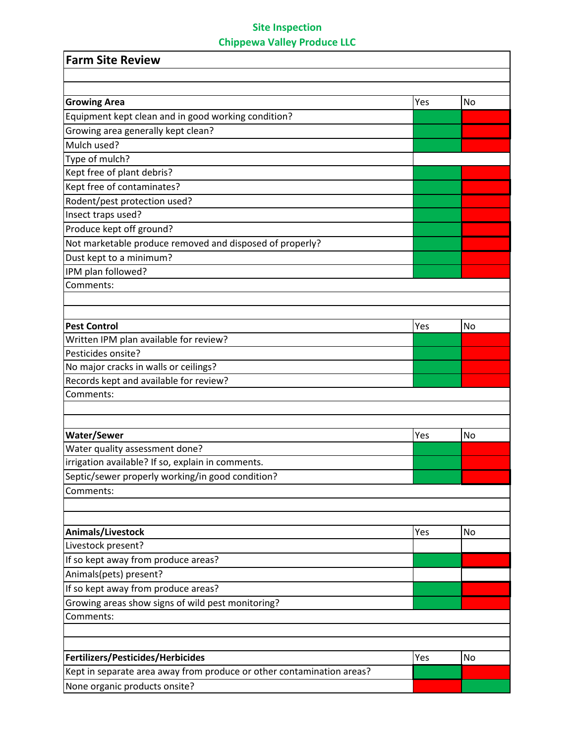## Site Inspection
## Chippewa Valley Produce LLC

| Farm Site Review | | |
|---|---|---|
| | | |
| | | |
| **Growing Area** | Yes | No |
| Equipment kept clean and in good working condition? | | |
| Growing area generally kept clean? | | |
| Mulch used? | | |
| Type of mulch? | | |
| Kept free of plant debris? | | |
| Kept free of contaminates? | | |
| Rodent/pest protection used? | | |
| Insect traps used? | | |
| Produce kept off ground? | | |
| Not marketable produce removed and disposed of properly? | | |
| Dust kept to a minimum? | | |
| IPM plan followed? | | |
| Comments: | | |
| | | |
| | | |
| **Pest Control** | Yes | No |
| Written IPM plan available for review? | | |
| Pesticides onsite? | | |
| No major cracks in walls or ceilings? | | |
| Records kept and available for review? | | |
| Comments: | | |
| | | |
| | | |
| **Water/Sewer** | Yes | No |
| Water quality assessment done? | | |
| irrigation available? If so, explain in comments. | | |
| Septic/sewer properly working/in good condition? | | |
| Comments: | | |
| | | |
| | | |
| **Animals/Livestock** | Yes | No |
| Livestock present? | | |
| If so kept away from produce areas? | | |
| Animals(pets) present? | | |
| If so kept away from produce areas? | | |
| Growing areas show signs of wild pest monitoring? | | |
| Comments: | | |
| | | |
| | | |
| **Fertilizers/Pesticides/Herbicides** | Yes | No |
| Kept in separate area away from produce or other contamination areas? | | |
| None organic products onsite? | | |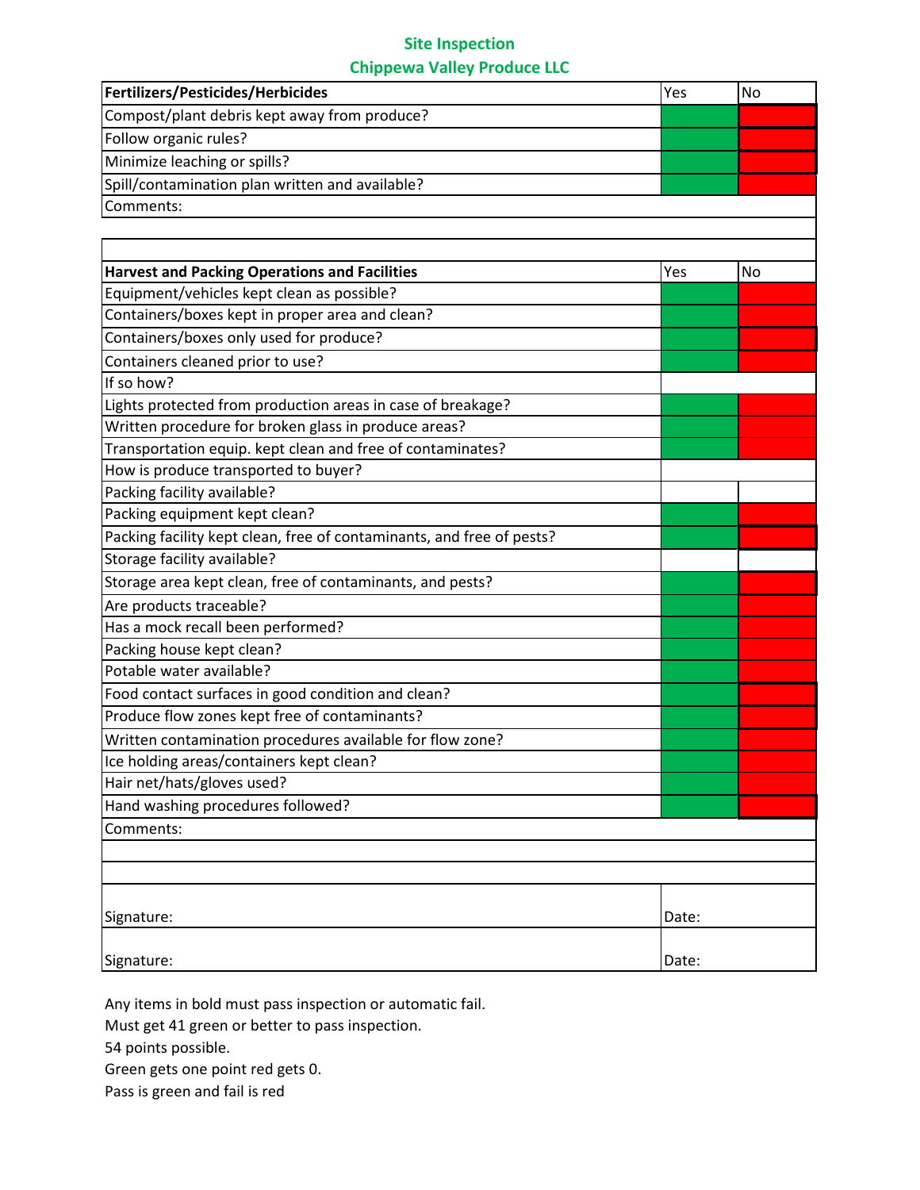## Site Inspection

## Chippewa Valley Produce LLC

| Fertilizers/Pesticides/Herbicides | Yes | No |
|---|---|---|
| Compost/plant debris kept away from produce? | | |
| Follow organic rules? | | |
| Minimize leaching or spills? | | |
| Spill/contamination plan written and available? | | |
| Comments: | | |
| | | |

| Harvest and Packing Operations and Facilities | Yes | No |
|---|---|---|
| Equipment/vehicles kept clean as possible? | | |
| Containers/boxes kept in proper area and clean? | | |
| Containers/boxes only used for produce? | | |
| Containers cleaned prior to use? | | |
| If so how? | | |
| Lights protected from production areas in case of breakage? | | |
| Written procedure for broken glass in produce areas? | | |
| Transportation equip. kept clean and free of contaminates? | | |
| How is produce transported to buyer? | | |
| Packing facility available? | | |
| Packing equipment kept clean? | | |
| Packing facility kept clean, free of contaminants, and free of pests? | | |
| Storage facility available? | | |
| Storage area kept clean, free of contaminants, and pests? | | |
| Are products traceable? | | |
| Has a mock recall been performed? | | |
| Packing house kept clean? | | |
| Potable water available? | | |
| Food contact surfaces in good condition and clean? | | |
| Produce flow zones kept free of contaminants? | | |
| Written contamination procedures available for flow zone? | | |
| Ice holding areas/containers kept clean? | | |
| Hair net/hats/gloves used? | | |
| Hand washing procedures followed? | | |
| Comments: | | |
| | | |
| | | |
| Signature: | Date: | |
| Signature: | Date: | |

Any items in bold must pass inspection or automatic fail.

Must get 41 green or better to pass inspection.

54 points possible.

Green gets one point red gets 0.

Pass is green and fail is red